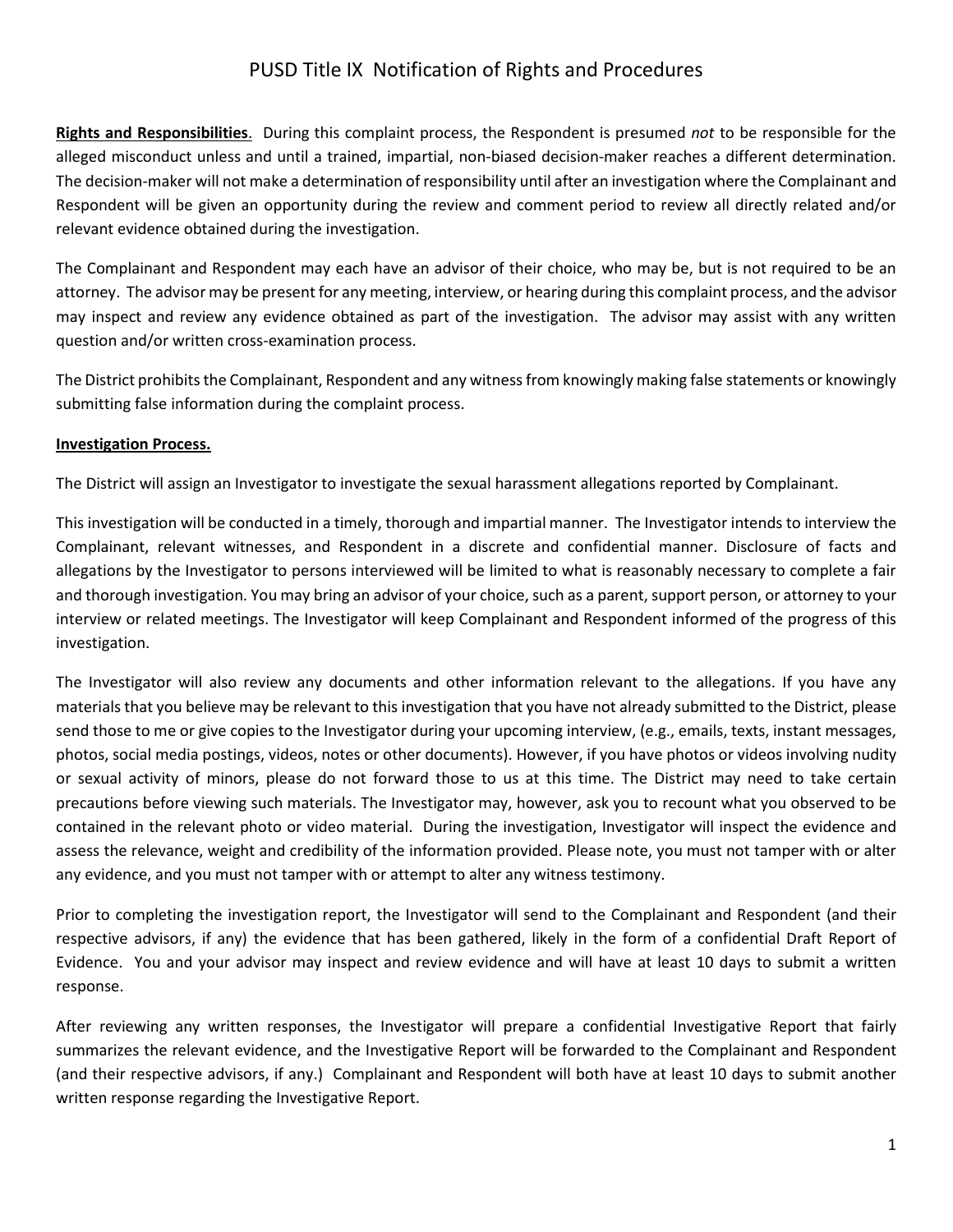# PUSD Title IX Notification of Rights and Procedures

**Rights and Responsibilities**. During this complaint process, the Respondent is presumed *not* to be responsible for the alleged misconduct unless and until a trained, impartial, non-biased decision-maker reaches a different determination. The decision-maker will not make a determination of responsibility until after an investigation where the Complainant and Respondent will be given an opportunity during the review and comment period to review all directly related and/or relevant evidence obtained during the investigation.

The Complainant and Respondent may each have an advisor of their choice, who may be, but is not required to be an attorney. The advisor may be present for any meeting, interview, or hearing during this complaint process, and the advisor may inspect and review any evidence obtained as part of the investigation. The advisor may assist with any written question and/or written cross-examination process.

The District prohibits the Complainant, Respondent and any witness from knowingly making false statements or knowingly submitting false information during the complaint process.

**Investigation Process.**

The District will assign an Investigator to investigate the sexual harassment allegations reported by Complainant.

This investigation will be conducted in a timely, thorough and impartial manner. The Investigator intends to interview the Complainant, relevant witnesses, and Respondent in a discrete and confidential manner. Disclosure of facts and allegations by the Investigator to persons interviewed will be limited to what is reasonably necessary to complete a fair and thorough investigation. You may bring an advisor of your choice, such as a parent, support person, or attorney to your interview or related meetings. The Investigator will keep Complainant and Respondent informed of the progress of this investigation.

The Investigator will also review any documents and other information relevant to the allegations. If you have any materials that you believe may be relevant to this investigation that you have not already submitted to the District, please send those to me or give copies to the Investigator during your upcoming interview, (e.g., emails, texts, instant messages, photos, social media postings, videos, notes or other documents). However, if you have photos or videos involving nudity or sexual activity of minors, please do not forward those to us at this time. The District may need to take certain precautions before viewing such materials. The Investigator may, however, ask you to recount what you observed to be contained in the relevant photo or video material. During the investigation, Investigator will inspect the evidence and assess the relevance, weight and credibility of the information provided. Please note, you must not tamper with or alter any evidence, and you must not tamper with or attempt to alter any witness testimony.

Prior to completing the investigation report, the Investigator will send to the Complainant and Respondent (and their respective advisors, if any) the evidence that has been gathered, likely in the form of a confidential Draft Report of Evidence. You and your advisor may inspect and review evidence and will have at least 10 days to submit a written response.

After reviewing any written responses, the Investigator will prepare a confidential Investigative Report that fairly summarizes the relevant evidence, and the Investigative Report will be forwarded to the Complainant and Respondent (and their respective advisors, if any.) Complainant and Respondent will both have at least 10 days to submit another written response regarding the Investigative Report.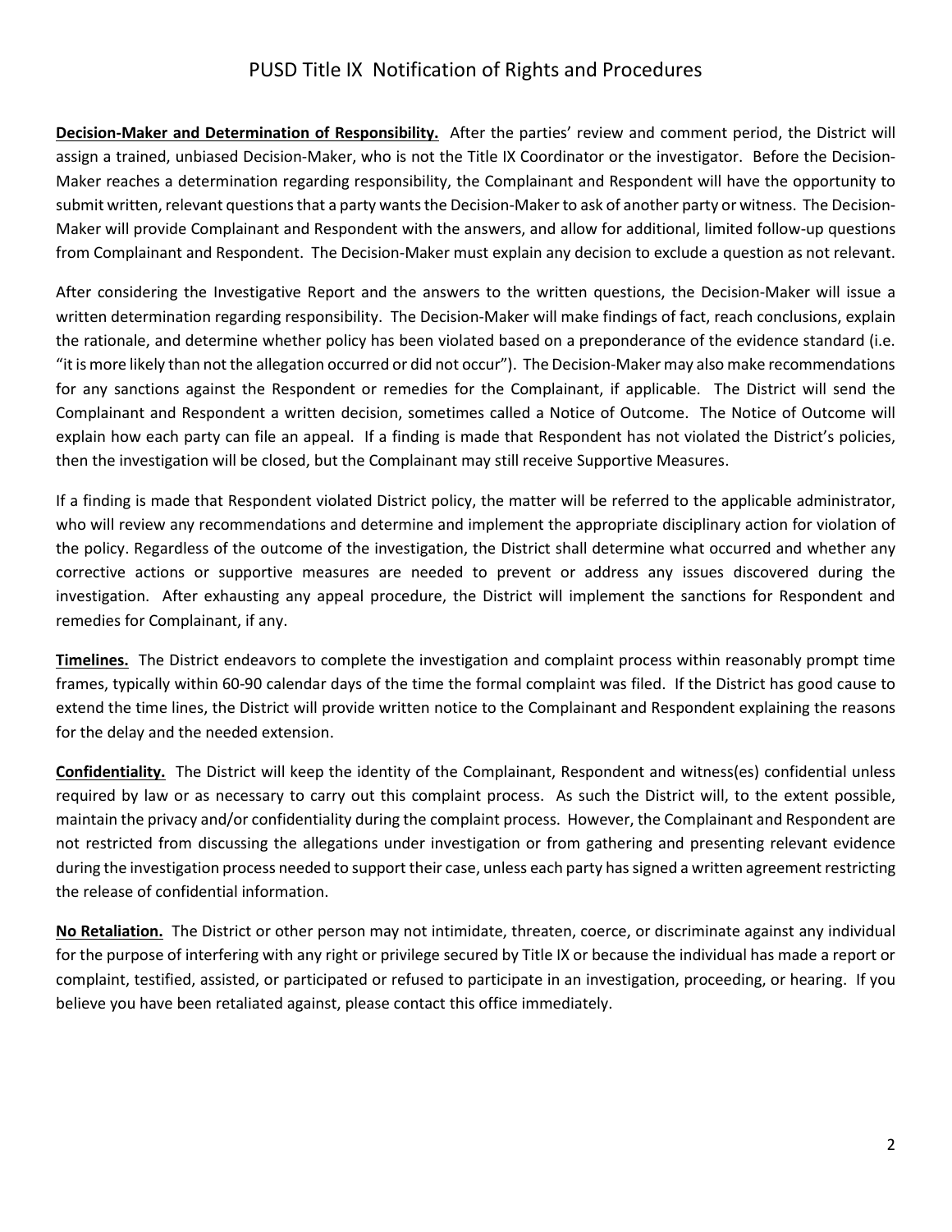**Decision-Maker and Determination of Responsibility.** After the parties' review and comment period, the District will assign a trained, unbiased Decision-Maker, who is not the Title IX Coordinator or the investigator. Before the Decision-Maker reaches a determination regarding responsibility, the Complainant and Respondent will have the opportunity to submit written, relevant questions that a party wants the Decision-Maker to ask of another party or witness. The Decision-Maker will provide Complainant and Respondent with the answers, and allow for additional, limited follow-up questions from Complainant and Respondent. The Decision-Maker must explain any decision to exclude a question as not relevant.

After considering the Investigative Report and the answers to the written questions, the Decision-Maker will issue a written determination regarding responsibility. The Decision-Maker will make findings of fact, reach conclusions, explain the rationale, and determine whether policy has been violated based on a preponderance of the evidence standard (i.e. "it is more likely than not the allegation occurred or did not occur"). The Decision-Maker may also make recommendations for any sanctions against the Respondent or remedies for the Complainant, if applicable. The District will send the Complainant and Respondent a written decision, sometimes called a Notice of Outcome. The Notice of Outcome will explain how each party can file an appeal. If a finding is made that Respondent has not violated the District's policies, then the investigation will be closed, but the Complainant may still receive Supportive Measures.

If a finding is made that Respondent violated District policy, the matter will be referred to the applicable administrator, who will review any recommendations and determine and implement the appropriate disciplinary action for violation of the policy. Regardless of the outcome of the investigation, the District shall determine what occurred and whether any corrective actions or supportive measures are needed to prevent or address any issues discovered during the investigation. After exhausting any appeal procedure, the District will implement the sanctions for Respondent and remedies for Complainant, if any.

**Timelines.** The District endeavors to complete the investigation and complaint process within reasonably prompt time frames, typically within 60-90 calendar days of the time the formal complaint was filed. If the District has good cause to extend the time lines, the District will provide written notice to the Complainant and Respondent explaining the reasons for the delay and the needed extension.

**Confidentiality.** The District will keep the identity of the Complainant, Respondent and witness(es) confidential unless required by law or as necessary to carry out this complaint process. As such the District will, to the extent possible, maintain the privacy and/or confidentiality during the complaint process. However, the Complainant and Respondent are not restricted from discussing the allegations under investigation or from gathering and presenting relevant evidence during the investigation process needed to support their case, unless each party has signed a written agreement restricting the release of confidential information.

**No Retaliation.** The District or other person may not intimidate, threaten, coerce, or discriminate against any individual for the purpose of interfering with any right or privilege secured by Title IX or because the individual has made a report or complaint, testified, assisted, or participated or refused to participate in an investigation, proceeding, or hearing. If you believe you have been retaliated against, please contact this office immediately.